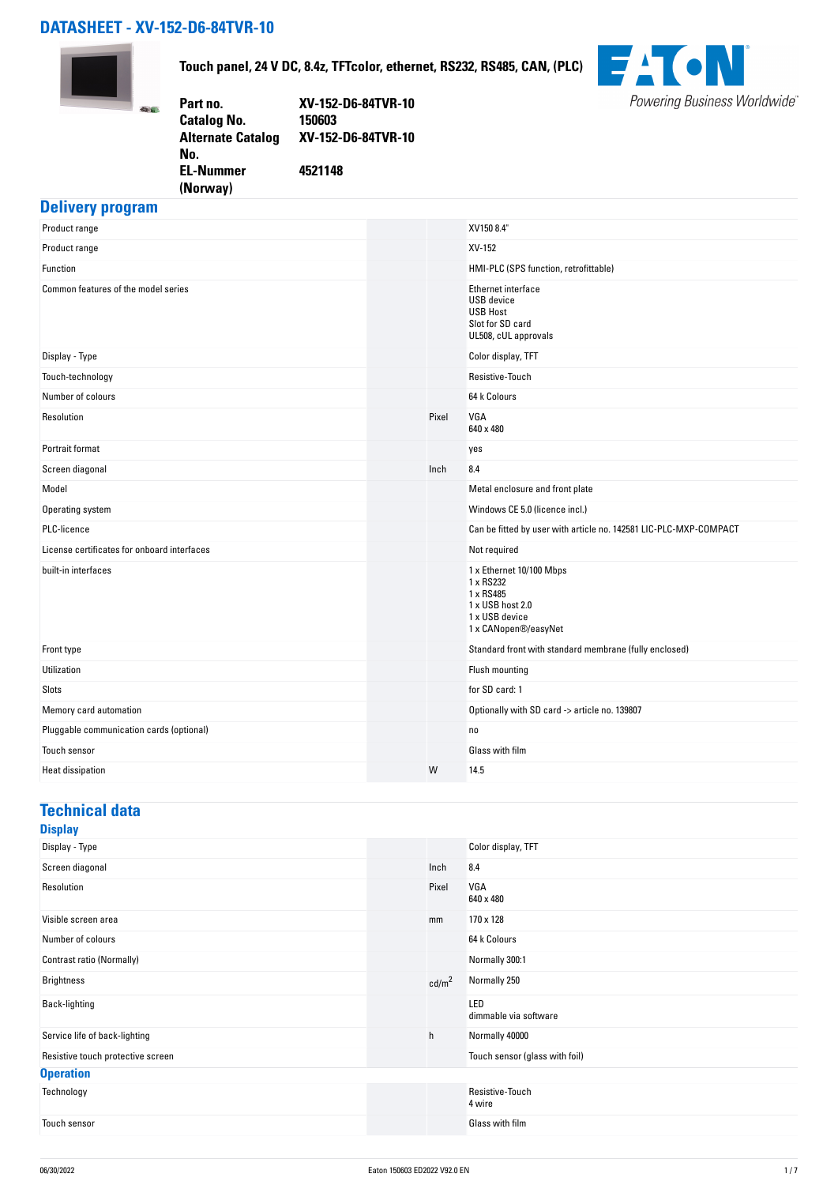# DATASHEET - XV-152-D6-84TVR-10

**Touch panel, 24 V DC, 8.4z, TFTcolor, ethernet, RS232, RS485, CAN, (PLC)**

| | |
|---|---|
| **Part no.** | **XV-152-D6-84TVR-10** |
| **Catalog No.** | **150603** |
| **Alternate Catalog No.** | **XV-152-D6-84TVR-10** |
| **EL-Nummer (Norway)** | **4521148** |

## Delivery program

| | | |
|---|---|---|
| Product range | | XV150 8.4" |
| Product range | | XV-152 |
| Function | | HMI-PLC (SPS function, retrofittable) |
| Common features of the model series | | Ethernet interface<br>USB device<br>USB Host<br>Slot for SD card<br>UL508, cUL approvals |
| Display - Type | | Color display, TFT |
| Touch-technology | | Resistive-Touch |
| Number of colours | | 64 k Colours |
| Resolution | Pixel | VGA<br>640 x 480 |
| Portrait format | | yes |
| Screen diagonal | Inch | 8.4 |
| Model | | Metal enclosure and front plate |
| Operating system | | Windows CE 5.0 (licence incl.) |
| PLC-licence | | Can be fitted by user with article no. 142581 LIC-PLC-MXP-COMPACT |
| License certificates for onboard interfaces | | Not required |
| built-in interfaces | | 1 x Ethernet 10/100 Mbps<br>1 x RS232<br>1 x RS485<br>1 x USB host 2.0<br>1 x USB device<br>1 x CANopen®/easyNet |
| Front type | | Standard front with standard membrane (fully enclosed) |
| Utilization | | Flush mounting |
| Slots | | for SD card: 1 |
| Memory card automation | | Optionally with SD card -> article no. 139807 |
| Pluggable communication cards (optional) | | no |
| Touch sensor | | Glass with film |
| Heat dissipation | W | 14.5 |

## Technical data

### Display

| | | |
|---|---|---|
| Display - Type | | Color display, TFT |
| Screen diagonal | Inch | 8.4 |
| Resolution | Pixel | VGA<br>640 x 480 |
| Visible screen area | mm | 170 x 128 |
| Number of colours | | 64 k Colours |
| Contrast ratio (Normally) | | Normally 300:1 |
| Brightness | $cd/m^2$ | Normally 250 |
| Back-lighting | | LED<br>dimmable via software |
| Service life of back-lighting | h | Normally 40000 |
| Resistive touch protective screen | | Touch sensor (glass with foil) |

### Operation

| | | |
|---|---|---|
| Technology | | Resistive-Touch<br>4 wire |
| Touch sensor | | Glass with film |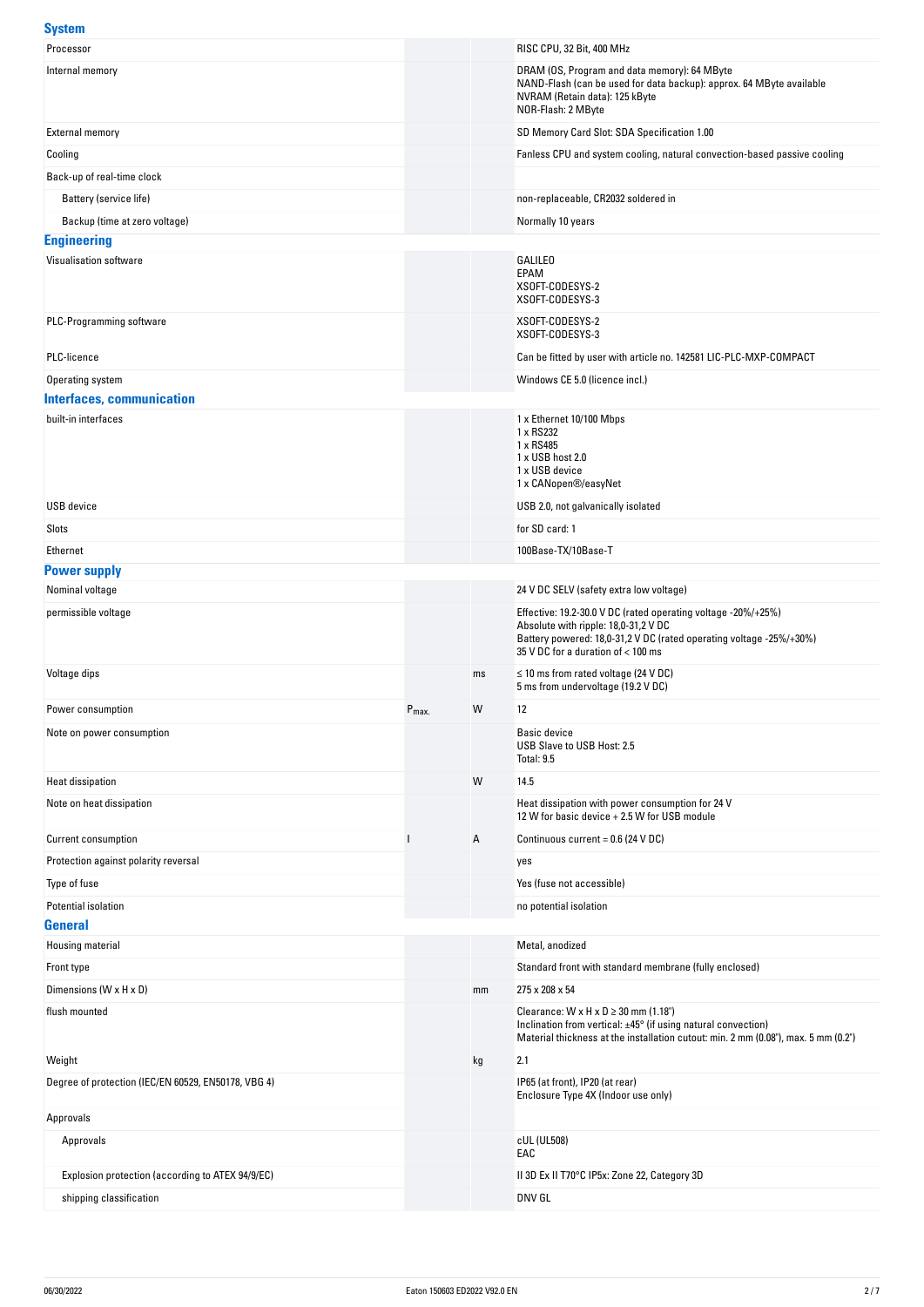## System

| | | | |
|---|---|---|---|
| Processor | | | RISC CPU, 32 Bit, 400 MHz |
| Internal memory | | | DRAM (OS, Program and data memory): 64 MByte<br>NAND-Flash (can be used for data backup): approx. 64 MByte available<br>NVRAM (Retain data): 125 kByte<br>NOR-Flash: 2 MByte |
| External memory | | | SD Memory Card Slot: SDA Specification 1.00 |
| Cooling | | | Fanless CPU and system cooling, natural convection-based passive cooling |
| Back-up of real-time clock | | | |
| Battery (service life) | | | non-replaceable, CR2032 soldered in |
| Backup (time at zero voltage) | | | Normally 10 years |

## Engineering

| | | | |
|---|---|---|---|
| Visualisation software | | | GALILEO<br>EPAM<br>XSOFT-CODESYS-2<br>XSOFT-CODESYS-3 |
| PLC-Programming software | | | XSOFT-CODESYS-2<br>XSOFT-CODESYS-3 |
| PLC-licence | | | Can be fitted by user with article no. 142581 LIC-PLC-MXP-COMPACT |
| Operating system | | | Windows CE 5.0 (licence incl.) |

## Interfaces, communication

| | | | |
|---|---|---|---|
| built-in interfaces | | | 1 x Ethernet 10/100 Mbps<br>1 x RS232<br>1 x RS485<br>1 x USB host 2.0<br>1 x USB device<br>1 x CANopen®/easyNet |
| USB device | | | USB 2.0, not galvanically isolated |
| Slots | | | for SD card: 1 |
| Ethernet | | | 100Base-TX/10Base-T |

## Power supply

| | | | |
|---|---|---|---|
| Nominal voltage | | | 24 V DC SELV (safety extra low voltage) |
| permissible voltage | | | Effective: 19.2-30.0 V DC (rated operating voltage -20%/+25%)<br>Absolute with ripple: 18,0-31,2 V DC<br>Battery powered: 18,0-31,2 V DC (rated operating voltage -25%/+30%)<br>35 V DC for a duration of < 100 ms |
| Voltage dips | | ms | ≤ 10 ms from rated voltage (24 V DC)<br>5 ms from undervoltage (19.2 V DC) |
| Power consumption | $P_{max.}$ | W | 12 |
| Note on power consumption | | | Basic device<br>USB Slave to USB Host: 2.5<br>Total: 9.5 |
| Heat dissipation | | W | 14.5 |
| Note on heat dissipation | | | Heat dissipation with power consumption for 24 V<br>12 W for basic device + 2.5 W for USB module |
| Current consumption | I | A | Continuous current = 0.6 (24 V DC) |
| Protection against polarity reversal | | | yes |
| Type of fuse | | | Yes (fuse not accessible) |
| Potential isolation | | | no potential isolation |

## General

| | | | |
|---|---|---|---|
| Housing material | | | Metal, anodized |
| Front type | | | Standard front with standard membrane (fully enclosed) |
| Dimensions (W x H x D) | | mm | 275 x 208 x 54 |
| flush mounted | | | Clearance: W x H x D ≥ 30 mm (1.18")<br>Inclination from vertical: ±45° (if using natural convection)<br>Material thickness at the installation cutout: min. 2 mm (0.08"), max. 5 mm (0.2") |
| Weight | | kg | 2.1 |
| Degree of protection (IEC/EN 60529, EN50178, VBG 4) | | | IP65 (at front), IP20 (at rear)<br>Enclosure Type 4X (Indoor use only) |
| Approvals | | | |
| Approvals | | | cUL (UL508)<br>EAC |
| Explosion protection (according to ATEX 94/9/EC) | | | II 3D Ex II T70°C IP5x: Zone 22, Category 3D |
| shipping classification | | | DNV GL |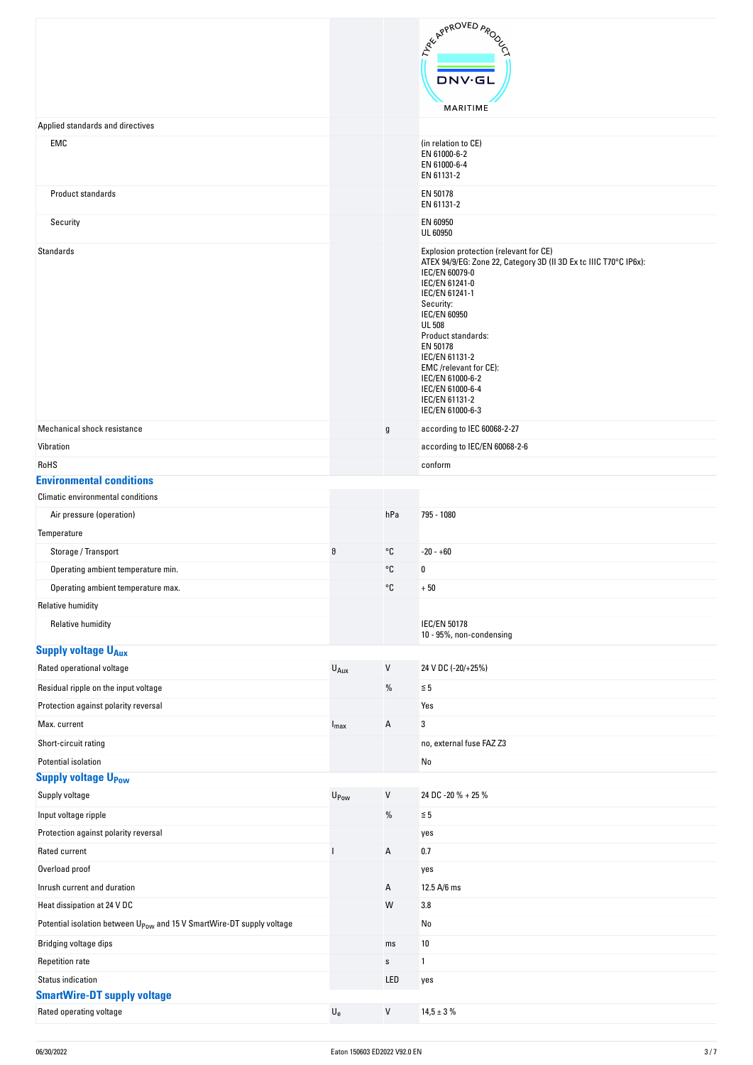| | | | |
|---|---|---|---|
| | | | TYPE APPROVED PRODUCT DNV·GL MARITIME |
| Applied standards and directives | | | |
| EMC | | | (in relation to CE)<br>EN 61000-6-2<br>EN 61000-6-4<br>EN 61131-2 |
| Product standards | | | EN 50178<br>EN 61131-2 |
| Security | | | EN 60950<br>UL 60950 |
| Standards | | | Explosion protection (relevant for CE)<br>ATEX 94/9/EG: Zone 22, Category 3D (II 3D Ex tc IIIC T70°C IP6x):<br>IEC/EN 60079-0<br>IEC/EN 61241-0<br>IEC/EN 61241-1<br>Security:<br>IEC/EN 60950<br>UL 508<br>Product standards:<br>EN 50178<br>IEC/EN 61131-2<br>EMC /relevant for CE):<br>IEC/EN 61000-6-2<br>IEC/EN 61000-6-4<br>IEC/EN 61131-2<br>IEC/EN 61000-6-3 |
| Mechanical shock resistance | | g | according to IEC 60068-2-27 |
| Vibration | | | according to IEC/EN 60068-2-6 |
| RoHS | | | conform |

## Environmental conditions

| | | | |
|---|---|---|---|
| Climatic environmental conditions | | | |
| Air pressure (operation) | | hPa | 795 - 1080 |
| Temperature | | | |
| Storage / Transport | ϑ | °C | -20 - +60 |
| Operating ambient temperature min. | | °C | 0 |
| Operating ambient temperature max. | | °C | + 50 |
| Relative humidity | | | |
| Relative humidity | | | IEC/EN 50178<br>10 - 95%, non-condensing |

## Supply voltage $U_{Aux}$

| | | | |
|---|---|---|---|
| Rated operational voltage | $U_{Aux}$ | V | 24 V DC (-20/+25%) |
| Residual ripple on the input voltage | | % | ≦ 5 |
| Protection against polarity reversal | | | Yes |
| Max. current | $I_{max}$ | A | 3 |
| Short-circuit rating | | | no, external fuse FAZ Z3 |
| Potential isolation | | | No |

## Supply voltage $U_{Pow}$

| | | | |
|---|---|---|---|
| Supply voltage | $U_{Pow}$ | V | 24 DC -20 % + 25 % |
| Input voltage ripple | | % | ≦ 5 |
| Protection against polarity reversal | | | yes |
| Rated current | I | A | 0.7 |
| Overload proof | | | yes |
| Inrush current and duration | | A | 12.5 A/6 ms |
| Heat dissipation at 24 V DC | | W | 3.8 |
| Potential isolation between $U_{Pow}$ and 15 V SmartWire-DT supply voltage | | | No |
| Bridging voltage dips | | ms | 10 |
| Repetition rate | | s | 1 |
| Status indication | | LED | yes |

## SmartWire-DT supply voltage

| | | | |
|---|---|---|---|
| Rated operating voltage | $U_e$ | V | 14,5 ± 3 % |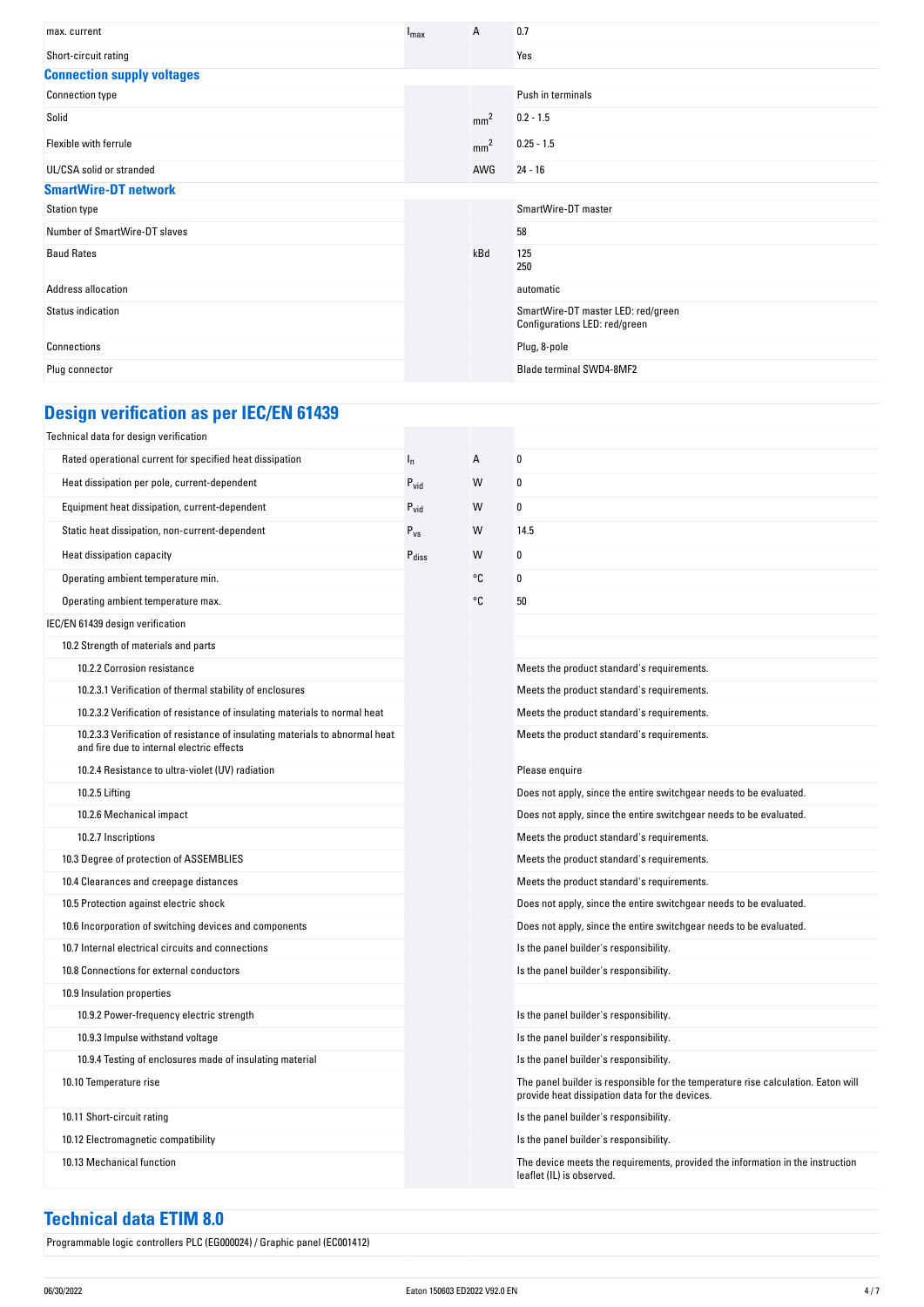| | | | |
|---|---|---|---|
| max. current | $I_{max}$ | A | 0.7 |
| Short-circuit rating | | | Yes |

## Connection supply voltages

| | | | |
|---|---|---|---|
| Connection type | | | Push in terminals |
| Solid | | $mm^2$ | 0.2 - 1.5 |
| Flexible with ferrule | | $mm^2$ | 0.25 - 1.5 |
| UL/CSA solid or stranded | | AWG | 24 - 16 |

## SmartWire-DT network

| | | | |
|---|---|---|---|
| Station type | | | SmartWire-DT master |
| Number of SmartWire-DT slaves | | | 58 |
| Baud Rates | | kBd | 125<br>250 |
| Address allocation | | | automatic |
| Status indication | | | SmartWire-DT master LED: red/green<br>Configurations LED: red/green |
| Connections | | | Plug, 8-pole |
| Plug connector | | | Blade terminal SWD4-8MF2 |

# Design verification as per IEC/EN 61439

| | | | |
|---|---|---|---|
| Technical data for design verification | | | |
| Rated operational current for specified heat dissipation | $I_n$ | A | 0 |
| Heat dissipation per pole, current-dependent | $P_{vid}$ | W | 0 |
| Equipment heat dissipation, current-dependent | $P_{vid}$ | W | 0 |
| Static heat dissipation, non-current-dependent | $P_{vs}$ | W | 14.5 |
| Heat dissipation capacity | $P_{diss}$ | W | 0 |
| Operating ambient temperature min. | | °C | 0 |
| Operating ambient temperature max. | | °C | 50 |
| IEC/EN 61439 design verification | | | |
| 10.2 Strength of materials and parts | | | |
| 10.2.2 Corrosion resistance | | | Meets the product standard's requirements. |
| 10.2.3.1 Verification of thermal stability of enclosures | | | Meets the product standard's requirements. |
| 10.2.3.2 Verification of resistance of insulating materials to normal heat | | | Meets the product standard's requirements. |
| 10.2.3.3 Verification of resistance of insulating materials to abnormal heat and fire due to internal electric effects | | | Meets the product standard's requirements. |
| 10.2.4 Resistance to ultra-violet (UV) radiation | | | Please enquire |
| 10.2.5 Lifting | | | Does not apply, since the entire switchgear needs to be evaluated. |
| 10.2.6 Mechanical impact | | | Does not apply, since the entire switchgear needs to be evaluated. |
| 10.2.7 Inscriptions | | | Meets the product standard's requirements. |
| 10.3 Degree of protection of ASSEMBLIES | | | Meets the product standard's requirements. |
| 10.4 Clearances and creepage distances | | | Meets the product standard's requirements. |
| 10.5 Protection against electric shock | | | Does not apply, since the entire switchgear needs to be evaluated. |
| 10.6 Incorporation of switching devices and components | | | Does not apply, since the entire switchgear needs to be evaluated. |
| 10.7 Internal electrical circuits and connections | | | Is the panel builder's responsibility. |
| 10.8 Connections for external conductors | | | Is the panel builder's responsibility. |
| 10.9 Insulation properties | | | |
| 10.9.2 Power-frequency electric strength | | | Is the panel builder's responsibility. |
| 10.9.3 Impulse withstand voltage | | | Is the panel builder's responsibility. |
| 10.9.4 Testing of enclosures made of insulating material | | | Is the panel builder's responsibility. |
| 10.10 Temperature rise | | | The panel builder is responsible for the temperature rise calculation. Eaton will provide heat dissipation data for the devices. |
| 10.11 Short-circuit rating | | | Is the panel builder's responsibility. |
| 10.12 Electromagnetic compatibility | | | Is the panel builder's responsibility. |
| 10.13 Mechanical function | | | The device meets the requirements, provided the information in the instruction leaflet (IL) is observed. |

# Technical data ETIM 8.0

Programmable logic controllers PLC (EG000024) / Graphic panel (EC001412)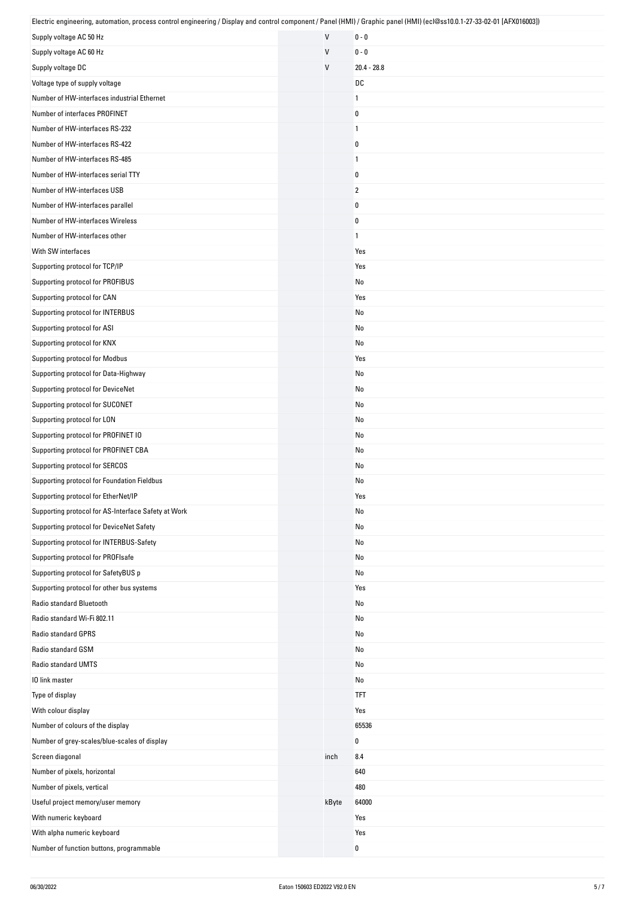Electric engineering, automation, process control engineering / Display and control component / Panel (HMI) / Graphic panel (HMI) (ecl@ss10.0.1-27-33-02-01 [AFX016003])

| | | |
|---|---|---|
| Supply voltage AC 50 Hz | V | 0 - 0 |
| Supply voltage AC 60 Hz | V | 0 - 0 |
| Supply voltage DC | V | 20.4 - 28.8 |
| Voltage type of supply voltage | | DC |
| Number of HW-interfaces industrial Ethernet | | 1 |
| Number of interfaces PROFINET | | 0 |
| Number of HW-interfaces RS-232 | | 1 |
| Number of HW-interfaces RS-422 | | 0 |
| Number of HW-interfaces RS-485 | | 1 |
| Number of HW-interfaces serial TTY | | 0 |
| Number of HW-interfaces USB | | 2 |
| Number of HW-interfaces parallel | | 0 |
| Number of HW-interfaces Wireless | | 0 |
| Number of HW-interfaces other | | 1 |
| With SW interfaces | | Yes |
| Supporting protocol for TCP/IP | | Yes |
| Supporting protocol for PROFIBUS | | No |
| Supporting protocol for CAN | | Yes |
| Supporting protocol for INTERBUS | | No |
| Supporting protocol for ASI | | No |
| Supporting protocol for KNX | | No |
| Supporting protocol for Modbus | | Yes |
| Supporting protocol for Data-Highway | | No |
| Supporting protocol for DeviceNet | | No |
| Supporting protocol for SUCONET | | No |
| Supporting protocol for LON | | No |
| Supporting protocol for PROFINET IO | | No |
| Supporting protocol for PROFINET CBA | | No |
| Supporting protocol for SERCOS | | No |
| Supporting protocol for Foundation Fieldbus | | No |
| Supporting protocol for EtherNet/IP | | Yes |
| Supporting protocol for AS-Interface Safety at Work | | No |
| Supporting protocol for DeviceNet Safety | | No |
| Supporting protocol for INTERBUS-Safety | | No |
| Supporting protocol for PROFIsafe | | No |
| Supporting protocol for SafetyBUS p | | No |
| Supporting protocol for other bus systems | | Yes |
| Radio standard Bluetooth | | No |
| Radio standard Wi-Fi 802.11 | | No |
| Radio standard GPRS | | No |
| Radio standard GSM | | No |
| Radio standard UMTS | | No |
| IO link master | | No |
| Type of display | | TFT |
| With colour display | | Yes |
| Number of colours of the display | | 65536 |
| Number of grey-scales/blue-scales of display | | 0 |
| Screen diagonal | inch | 8.4 |
| Number of pixels, horizontal | | 640 |
| Number of pixels, vertical | | 480 |
| Useful project memory/user memory | kByte | 64000 |
| With numeric keyboard | | Yes |
| With alpha numeric keyboard | | Yes |
| Number of function buttons, programmable | | 0 |

06/30/2022 Eaton 150603 ED2022 V92.0 EN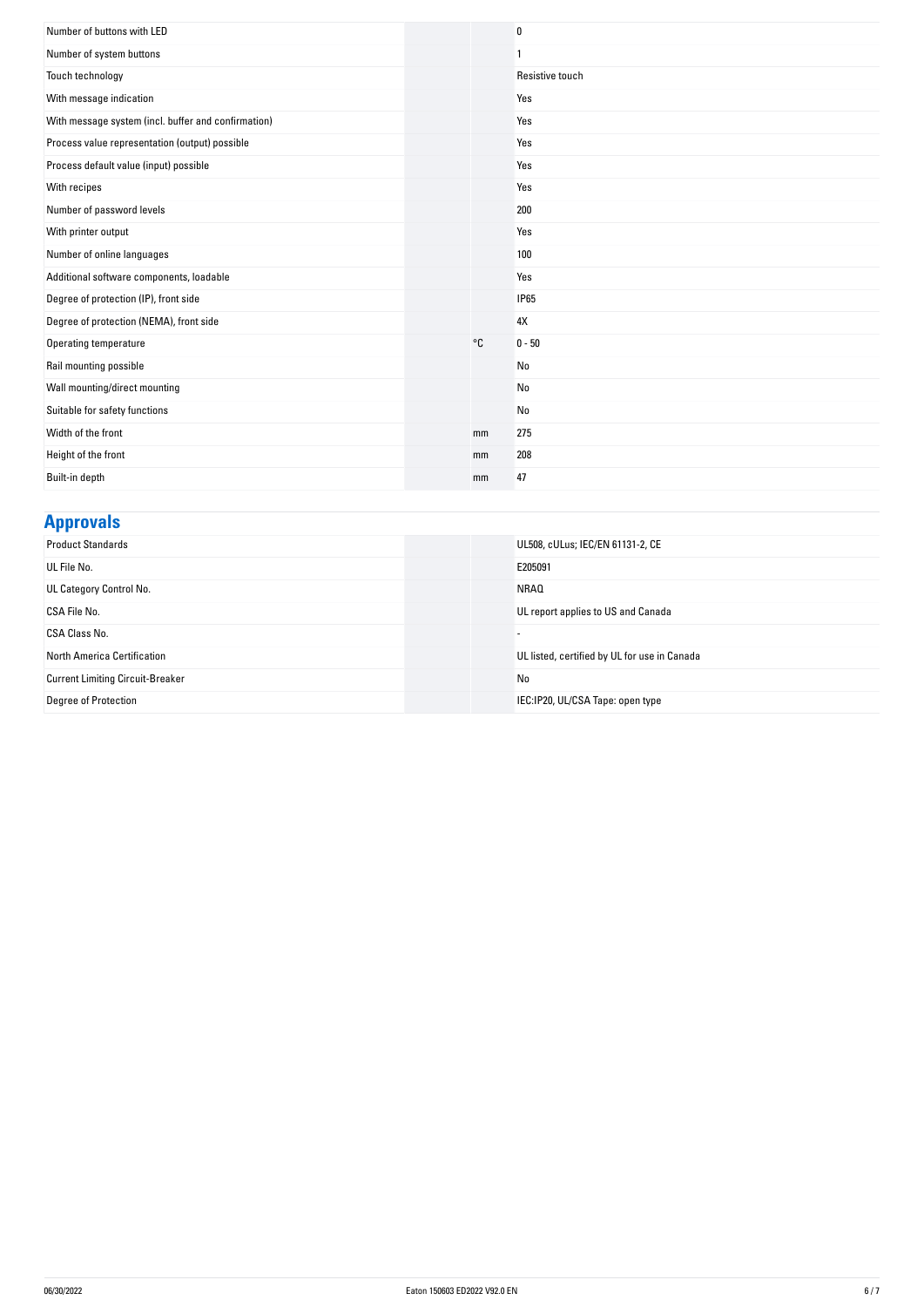| | | |
|---|---|---|
| Number of buttons with LED | | 0 |
| Number of system buttons | | 1 |
| Touch technology | | Resistive touch |
| With message indication | | Yes |
| With message system (incl. buffer and confirmation) | | Yes |
| Process value representation (output) possible | | Yes |
| Process default value (input) possible | | Yes |
| With recipes | | Yes |
| Number of password levels | | 200 |
| With printer output | | Yes |
| Number of online languages | | 100 |
| Additional software components, loadable | | Yes |
| Degree of protection (IP), front side | | IP65 |
| Degree of protection (NEMA), front side | | 4X |
| Operating temperature | °C | 0 - 50 |
| Rail mounting possible | | No |
| Wall mounting/direct mounting | | No |
| Suitable for safety functions | | No |
| Width of the front | mm | 275 |
| Height of the front | mm | 208 |
| Built-in depth | mm | 47 |

## Approvals

| | | |
|---|---|---|
| Product Standards | | UL508, cULus; IEC/EN 61131-2, CE |
| UL File No. | | E205091 |
| UL Category Control No. | | NRAQ |
| CSA File No. | | UL report applies to US and Canada |
| CSA Class No. | | - |
| North America Certification | | UL listed, certified by UL for use in Canada |
| Current Limiting Circuit-Breaker | | No |
| Degree of Protection | | IEC:IP20, UL/CSA Tape: open type |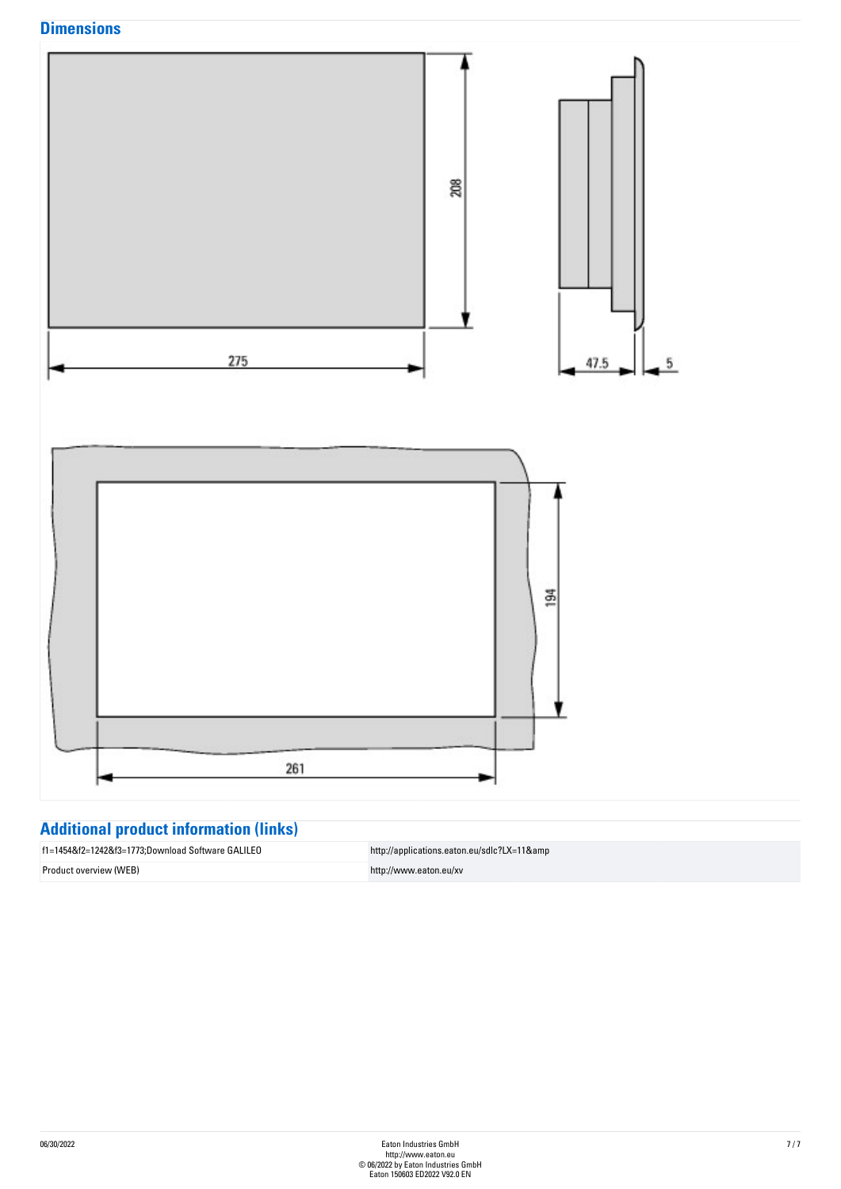## Dimensions

208

275

47.5

5

194

261

## Additional product information (links)

| | |
|---|---|
| f1=1454&f2=1242&f3=1773;Download Software GALILEO | http://applications.eaton.eu/sdlc?LX=11&amp |
| Product overview (WEB) | http://www.eaton.eu/xv |